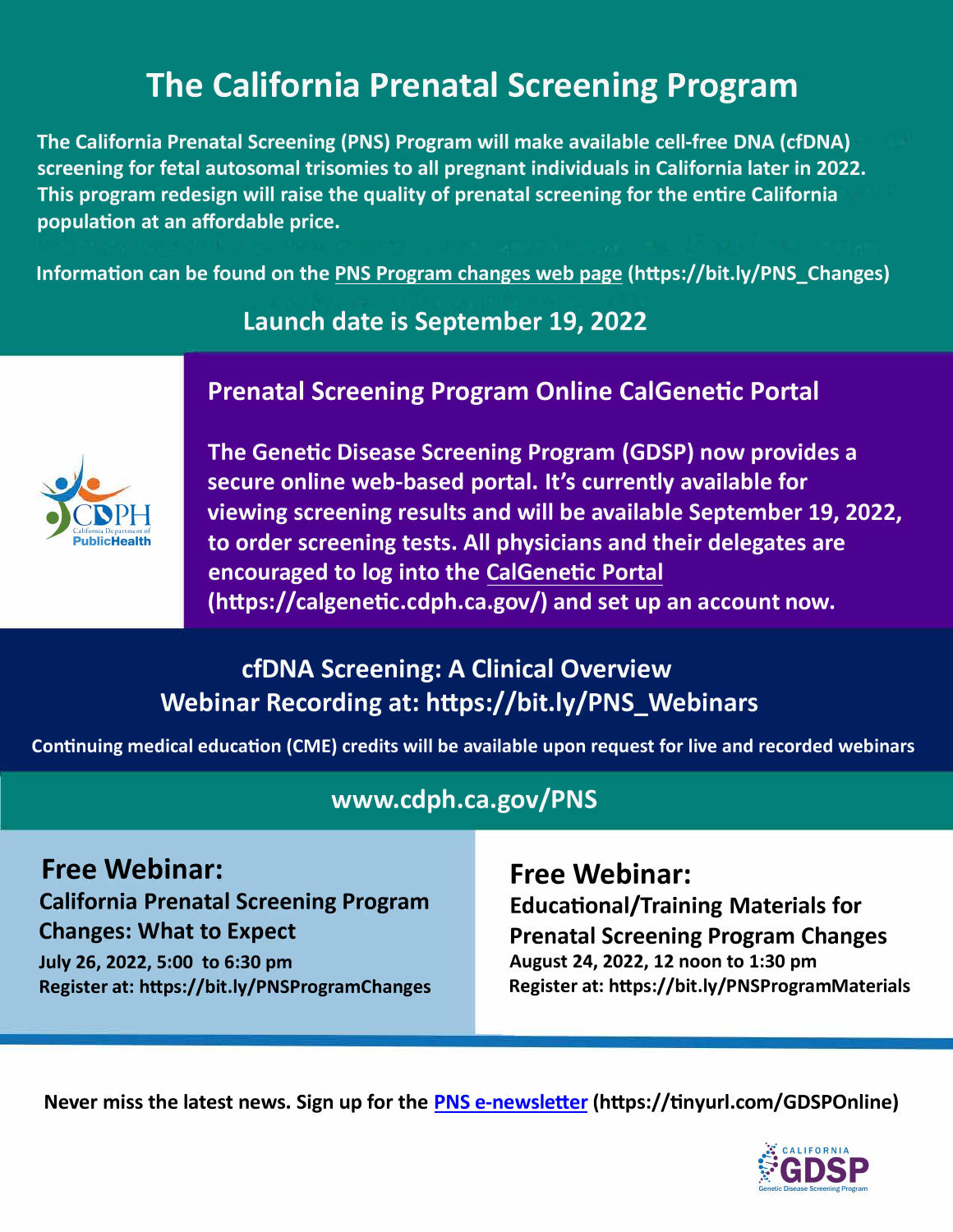# The California Prenatal Screening Program

**The California Prenatal Screening (PNS) Program will make available cell-free DNA (cfDNA) screening for fetal autosomal trisomies to all pregnant individuals in California later in 2022. This program redesign will raise the quality of prenatal screening for the entire California population at an affordable price.**

**Information can be found on the PNS Program changes web page (https://bit.ly/PNS_Changes)**

**Launch date is September 19, 2022**

## Prenatal Screening Program Online CalGenetic Portal

**The Genetic Disease Screening Program (GDSP) now provides a secure online web-based portal. It's currently available for viewing screening results and will be available September 19, 2022, to order screening tests. All physicians and their delegates are encouraged to log into the CalGenetic Portal (https://calgenetic.cdph.ca.gov/) and set up an account now.**

## cfDNA Screening: A Clinical Overview
## Webinar Recording at: https://bit.ly/PNS_Webinars

**Continuing medical education (CME) credits will be available upon request for live and recorded webinars**

**www.cdph.ca.gov/PNS**

## Free Webinar:

### California Prenatal Screening Program Changes: What to Expect

**July 26, 2022, 5:00 to 6:30 pm**
**Register at: https://bit.ly/PNSProgramChanges**

## Free Webinar:

### Educational/Training Materials for Prenatal Screening Program Changes

**August 24, 2022, 12 noon to 1:30 pm**
**Register at: https://bit.ly/PNSProgramMaterials**

**Never miss the latest news. Sign up for the PNS e-newsletter (https://tinyurl.com/GDSPOnline)**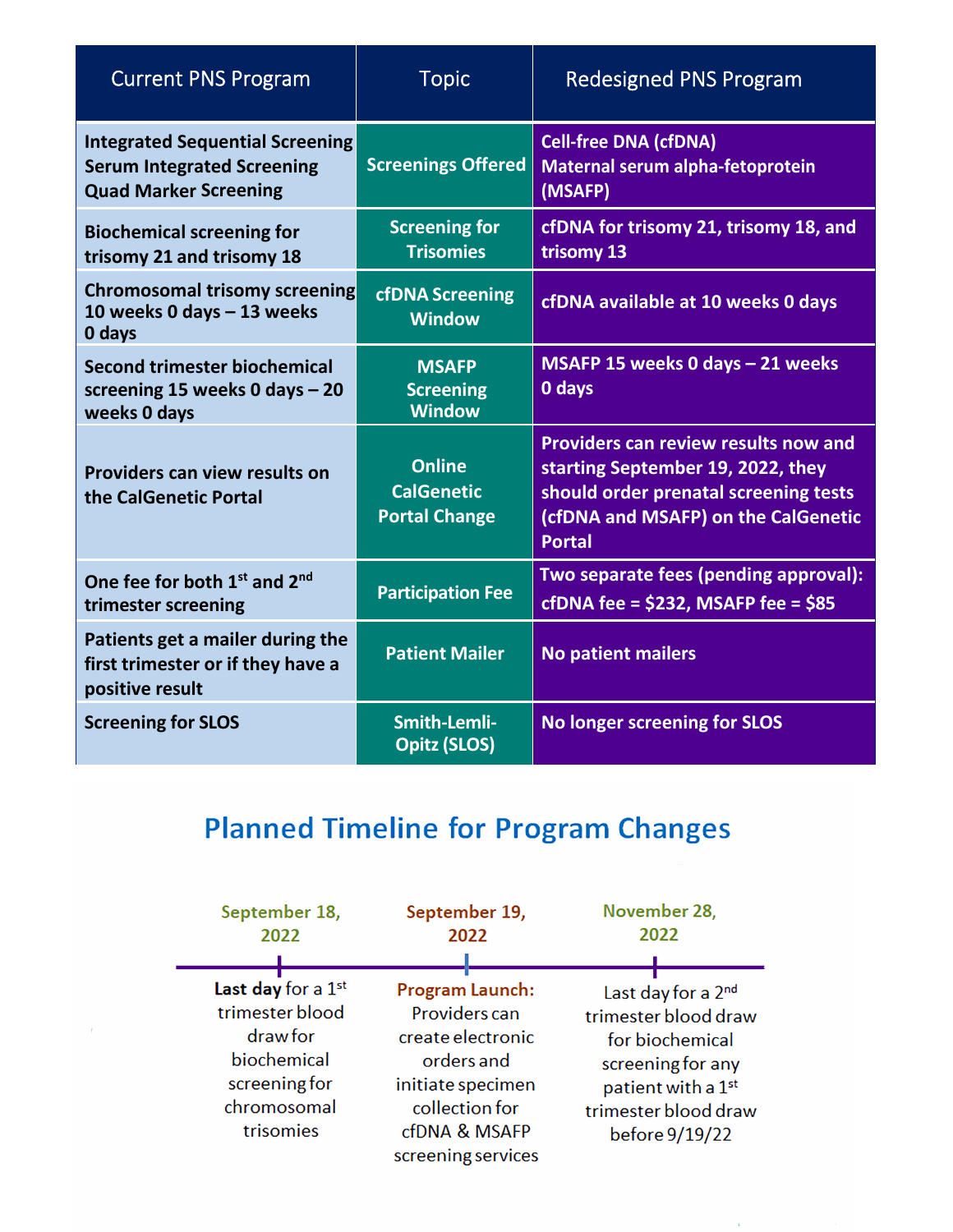| Current PNS Program | Topic | Redesigned PNS Program |
| --- | --- | --- |
| Integrated Sequential Screening<br>Serum Integrated Screening<br>Quad Marker Screening | Screenings Offered | Cell-free DNA (cfDNA)<br>Maternal serum alpha-fetoprotein (MSAFP) |
| Biochemical screening for trisomy 21 and trisomy 18 | Screening for Trisomies | cfDNA for trisomy 21, trisomy 18, and trisomy 13 |
| Chromosomal trisomy screening 10 weeks 0 days – 13 weeks 0 days | cfDNA Screening Window | cfDNA available at 10 weeks 0 days |
| Second trimester biochemical screening 15 weeks 0 days – 20 weeks 0 days | MSAFP Screening Window | MSAFP 15 weeks 0 days – 21 weeks 0 days |
| Providers can view results on the CalGenetic Portal | Online CalGenetic Portal Change | Providers can review results now and starting September 19, 2022, they should order prenatal screening tests (cfDNA and MSAFP) on the CalGenetic Portal |
| One fee for both 1st and 2nd trimester screening | Participation Fee | Two separate fees (pending approval): cfDNA fee = $232, MSAFP fee = $85 |
| Patients get a mailer during the first trimester or if they have a positive result | Patient Mailer | No patient mailers |
| Screening for SLOS | Smith-Lemli-Opitz (SLOS) | No longer screening for SLOS |

## Planned Timeline for Program Changes

**September 18, 2022**
**Last day** for a 1st trimester blood draw for biochemical screening for chromosomal trisomies

**September 19, 2022**
**Program Launch:** Providers can create electronic orders and initiate specimen collection for cfDNA & MSAFP screening services

**November 28, 2022**
Last day for a 2nd trimester blood draw for biochemical screening for any patient with a 1st trimester blood draw before 9/19/22